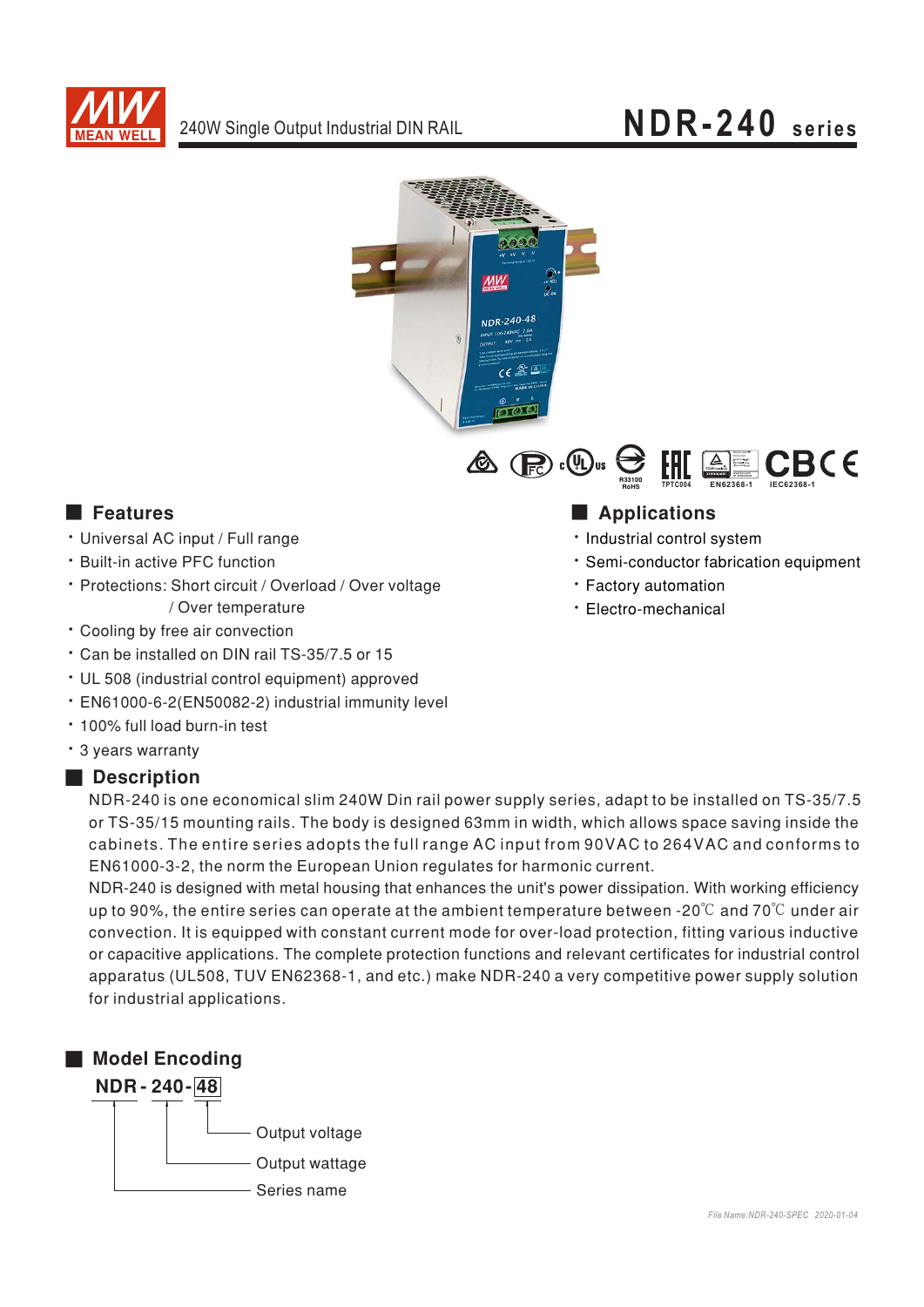MEAN WELL

240W Single Output Industrial DIN RAIL

# NDR-240 series

## Features

- Universal AC input / Full range
- Built-in active PFC function
- Protections: Short circuit / Overload / Over voltage / Over temperature
- Cooling by free air convection
- Can be installed on DIN rail TS-35/7.5 or 15
- UL 508 (industrial control equipment) approved
- EN61000-6-2(EN50082-2) industrial immunity level
- 100% full load burn-in test
- 3 years warranty

## Applications

- Industrial control system
- Semi-conductor fabrication equipment
- Factory automation
- Electro-mechanical

## Description

NDR-240 is one economical slim 240W Din rail power supply series, adapt to be installed on TS-35/7.5 or TS-35/15 mounting rails. The body is designed 63mm in width, which allows space saving inside the cabinets. The entire series adopts the full range AC input from 90VAC to 264VAC and conforms to EN61000-3-2, the norm the European Union regulates for harmonic current.

NDR-240 is designed with metal housing that enhances the unit's power dissipation. With working efficiency up to 90%, the entire series can operate at the ambient temperature between -20℃ and 70℃ under air convection. It is equipped with constant current mode for over-load protection, fitting various inductive or capacitive applications. The complete protection functions and relevant certificates for industrial control apparatus (UL508, TUV EN62368-1, and etc.) make NDR-240 a very competitive power supply solution for industrial applications.

## Model Encoding

**NDR - 240 - 48**

- 48: Output voltage
- 240: Output wattage
- NDR: Series name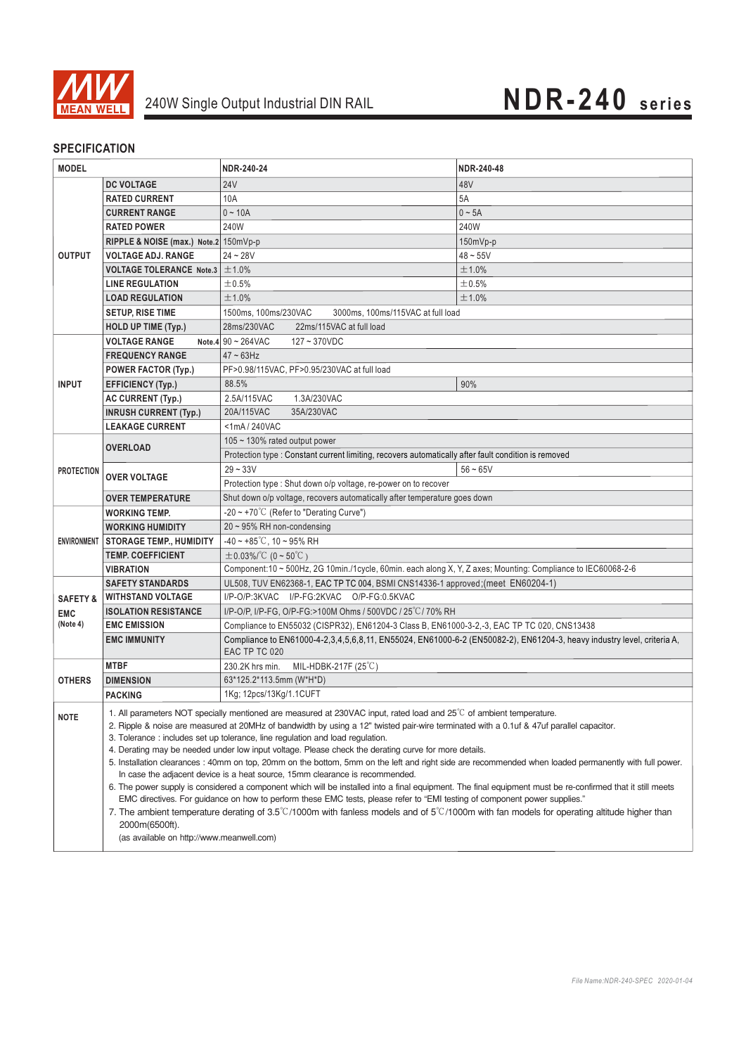240W Single Output Industrial DIN RAIL

# NDR-240 series

## SPECIFICATION

| MODEL | | NDR-240-24 | NDR-240-48 |
|---|---|---|---|
| OUTPUT | DC VOLTAGE | 24V | 48V |
| | RATED CURRENT | 10A | 5A |
| | CURRENT RANGE | 0 ~ 10A | 0 ~ 5A |
| | RATED POWER | 240W | 240W |
| | RIPPLE & NOISE (max.) Note.2 | 150mVp-p | 150mVp-p |
| | VOLTAGE ADJ. RANGE | 24 ~ 28V | 48 ~ 55V |
| | VOLTAGE TOLERANCE Note.3 | ±1.0% | ±1.0% |
| | LINE REGULATION | ±0.5% | ±0.5% |
| | LOAD REGULATION | ±1.0% | ±1.0% |
| | SETUP, RISE TIME | 1500ms, 100ms/230VAC 3000ms, 100ms/115VAC at full load | |
| | HOLD UP TIME (Typ.) | 28ms/230VAC 22ms/115VAC at full load | |
| INPUT | VOLTAGE RANGE Note.4 | 90 ~ 264VAC 127 ~ 370VDC | |
| | FREQUENCY RANGE | 47 ~ 63Hz | |
| | POWER FACTOR (Typ.) | PF>0.98/115VAC, PF>0.95/230VAC at full load | |
| | EFFICIENCY (Typ.) | 88.5% | 90% |
| | AC CURRENT (Typ.) | 2.5A/115VAC 1.3A/230VAC | |
| | INRUSH CURRENT (Typ.) | 20A/115VAC 35A/230VAC | |
| | LEAKAGE CURRENT | <1mA / 240VAC | |
| PROTECTION | OVERLOAD | 105 ~ 130% rated output power | |
| | | Protection type : Constant current limiting, recovers automatically after fault condition is removed | |
| | OVER VOLTAGE | 29 ~ 33V | 56 ~ 65V |
| | | Protection type : Shut down o/p voltage, re-power on to recover | |
| | OVER TEMPERATURE | Shut down o/p voltage, recovers automatically after temperature goes down | |
| ENVIRONMENT | WORKING TEMP. | -20 ~ +70℃ (Refer to "Derating Curve") | |
| | WORKING HUMIDITY | 20 ~ 95% RH non-condensing | |
| | STORAGE TEMP., HUMIDITY | -40 ~ +85℃, 10 ~ 95% RH | |
| | TEMP. COEFFICIENT | ±0.03%/℃ (0 ~ 50℃) | |
| | VIBRATION | Component:10 ~ 500Hz, 2G 10min./1cycle, 60min. each along X, Y, Z axes; Mounting: Compliance to IEC60068-2-6 | |
| SAFETY & EMC (Note 4) | SAFETY STANDARDS | UL508, TUV EN62368-1, EAC TP TC 004, BSMI CNS14336-1 approved;(meet EN60204-1) | |
| | WITHSTAND VOLTAGE | I/P-O/P:3KVAC I/P-FG:2KVAC O/P-FG:0.5KVAC | |
| | ISOLATION RESISTANCE | I/P-O/P, I/P-FG, O/P-FG:>100M Ohms / 500VDC / 25℃/ 70% RH | |
| | EMC EMISSION | Compliance to EN55032 (CISPR32), EN61204-3 Class B, EN61000-3-2,-3, EAC TP TC 020, CNS13438 | |
| | EMC IMMUNITY | Compliance to EN61000-4-2,3,4,5,6,8,11, EN55024, EN61000-6-2 (EN50082-2), EN61204-3, heavy industry level, criteria A, EAC TP TC 020 | |
| OTHERS | MTBF | 230.2K hrs min. MIL-HDBK-217F (25℃) | |
| | DIMENSION | 63*125.2*113.5mm (W*H*D) | |
| | PACKING | 1Kg; 12pcs/13Kg/1.1CUFT | |

**NOTE**

1. All parameters NOT specially mentioned are measured at 230VAC input, rated load and 25℃ of ambient temperature.
2. Ripple & noise are measured at 20MHz of bandwidth by using a 12" twisted pair-wire terminated with a 0.1uf & 47uf parallel capacitor.
3. Tolerance : includes set up tolerance, line regulation and load regulation.
4. Derating may be needed under low input voltage. Please check the derating curve for more details.
5. Installation clearances : 40mm on top, 20mm on the bottom, 5mm on the left and right side are recommended when loaded permanently with full power. In case the adjacent device is a heat source, 15mm clearance is recommended.
6. The power supply is considered a component which will be installed into a final equipment. The final equipment must be re-confirmed that it still meets EMC directives. For guidance on how to perform these EMC tests, please refer to "EMI testing of component power supplies." (as available on http://www.meanwell.com)
7. The ambient temperature derating of 3.5℃/1000m with fanless models and of 5℃/1000m with fan models for operating altitude higher than 2000m(6500ft).

File Name:NDR-240-SPEC 2020-01-04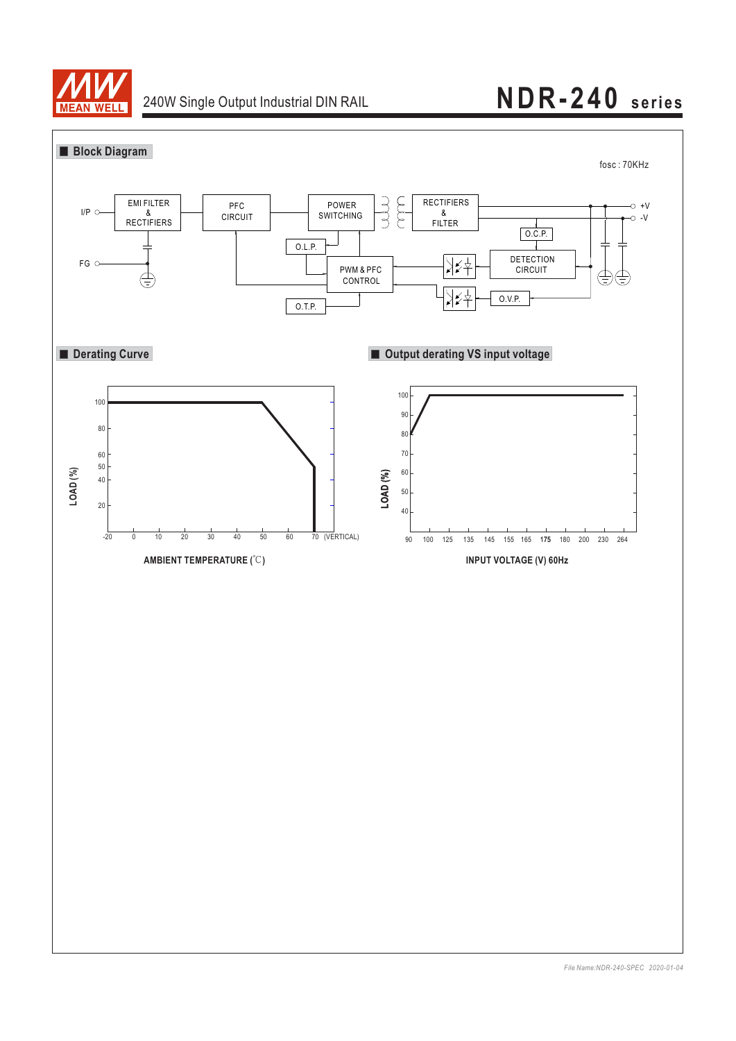## Block Diagram

fosc : 70KHz

I/P, FG, EMI FILTER & RECTIFIERS, PFC CIRCUIT, POWER SWITCHING, RECTIFIERS & FILTER, +V, -V, O.C.P., O.L.P., PWM & PFC CONTROL, DETECTION CIRCUIT, O.V.P., O.T.P.

## Derating Curve

LOAD (%)

100, 80, 60, 50, 40, 20

-20, 0, 10, 20, 30, 40, 50, 60, 70 (VERTICAL)

AMBIENT TEMPERATURE (℃)

## Output derating VS input voltage

LOAD (%)

100, 90, 80, 70, 60, 50, 40

90, 100, 125, 135, 145, 155, 165, 175, 180, 200, 230, 264

INPUT VOLTAGE (V) 60Hz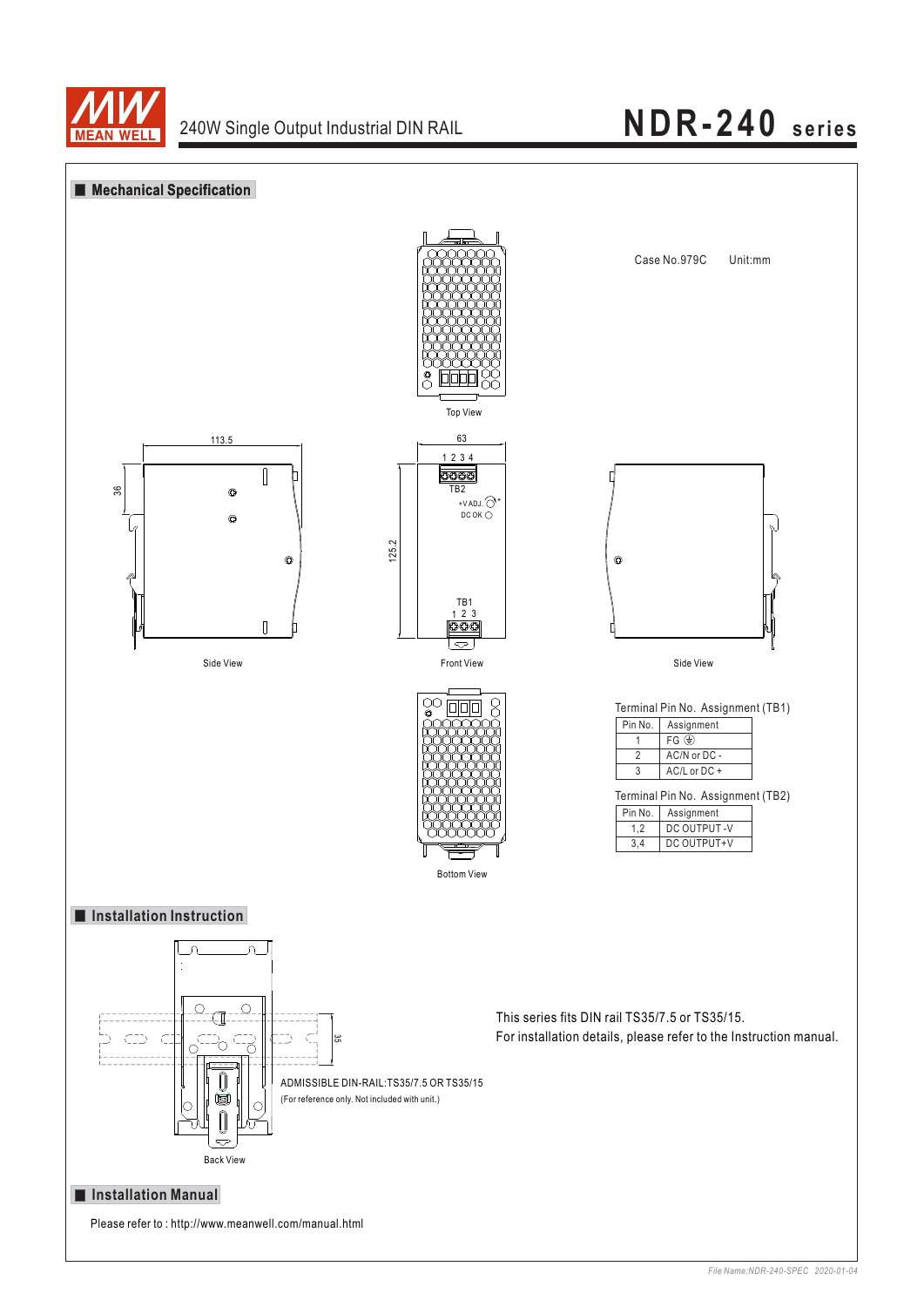## Mechanical Specification

Case No.979C Unit:mm

Top View

113.5

36

Side View

63

1 2 3 4

TB2

+V ADJ.

DC OK

125.2

TB1

1 2 3

Front View

Side View

Bottom View

Terminal Pin No. Assignment (TB1)

| Pin No. | Assignment |
|---|---|
| 1 | FG ⏚ |
| 2 | AC/N or DC - |
| 3 | AC/L or DC + |

Terminal Pin No. Assignment (TB2)

| Pin No. | Assignment |
|---|---|
| 1,2 | DC OUTPUT -V |
| 3,4 | DC OUTPUT+V |

## Installation Instruction

35

ADMISSIBLE DIN-RAIL:TS35/7.5 OR TS35/15

(For reference only. Not included with unit.)

Back View

This series fits DIN rail TS35/7.5 or TS35/15.
For installation details, please refer to the Instruction manual.

## Installation Manual

Please refer to : http://www.meanwell.com/manual.html